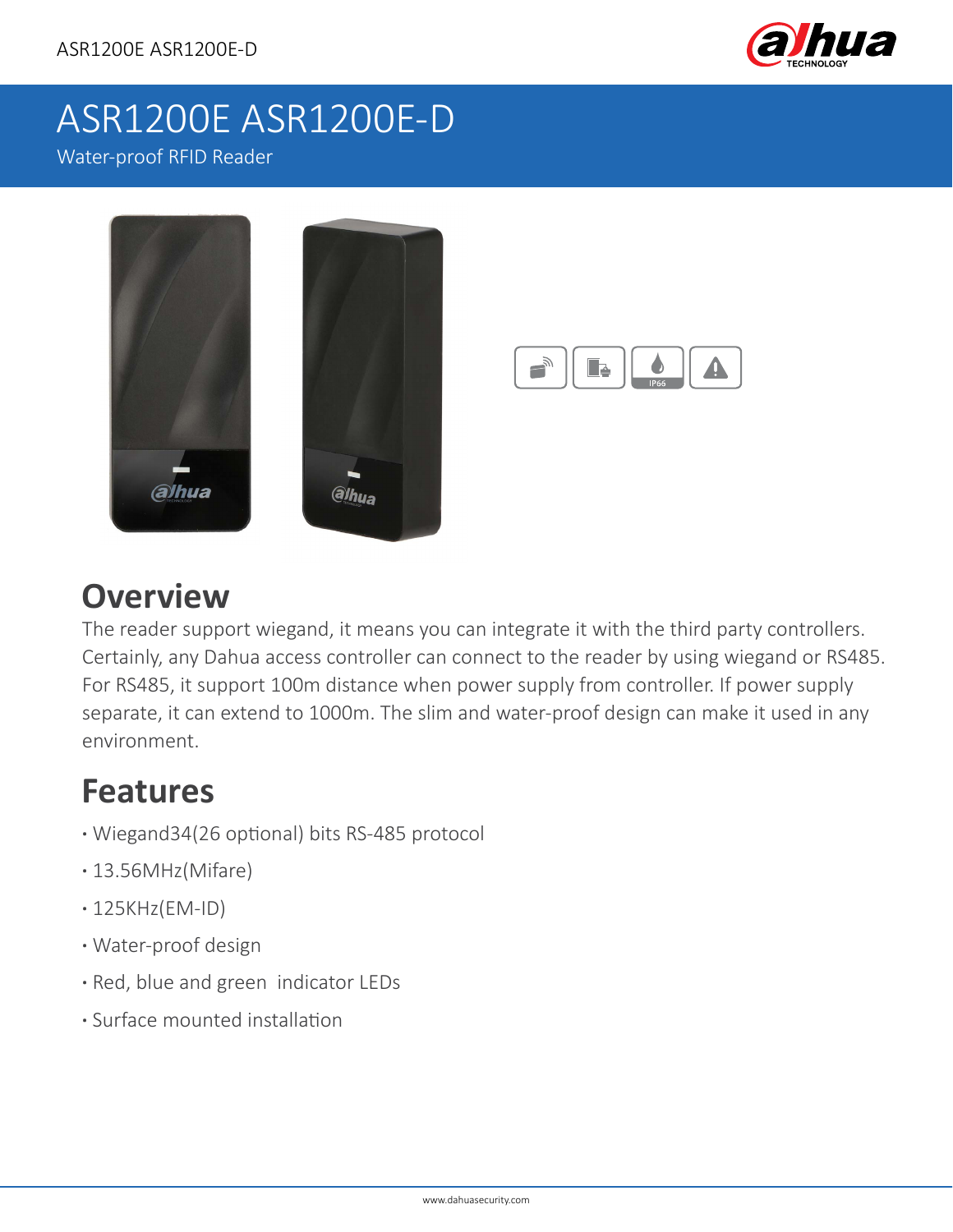# ASR1200E ASR1200E-D

Water-proof RFID Reader

## Overview

The reader support wiegand, it means you can integrate it with the third party controllers. Certainly, any Dahua access controller can connect to the reader by using wiegand or RS485. For RS485, it support 100m distance when power supply from controller. If power supply separate, it can extend to 1000m. The slim and water-proof design can make it used in any environment.

## Features

- Wiegand34(26 optional) bits RS-485 protocol
- 13.56MHz(Mifare)
- 125KHz(EM-ID)
- Water-proof design
- Red, blue and green indicator LEDs
- Surface mounted installation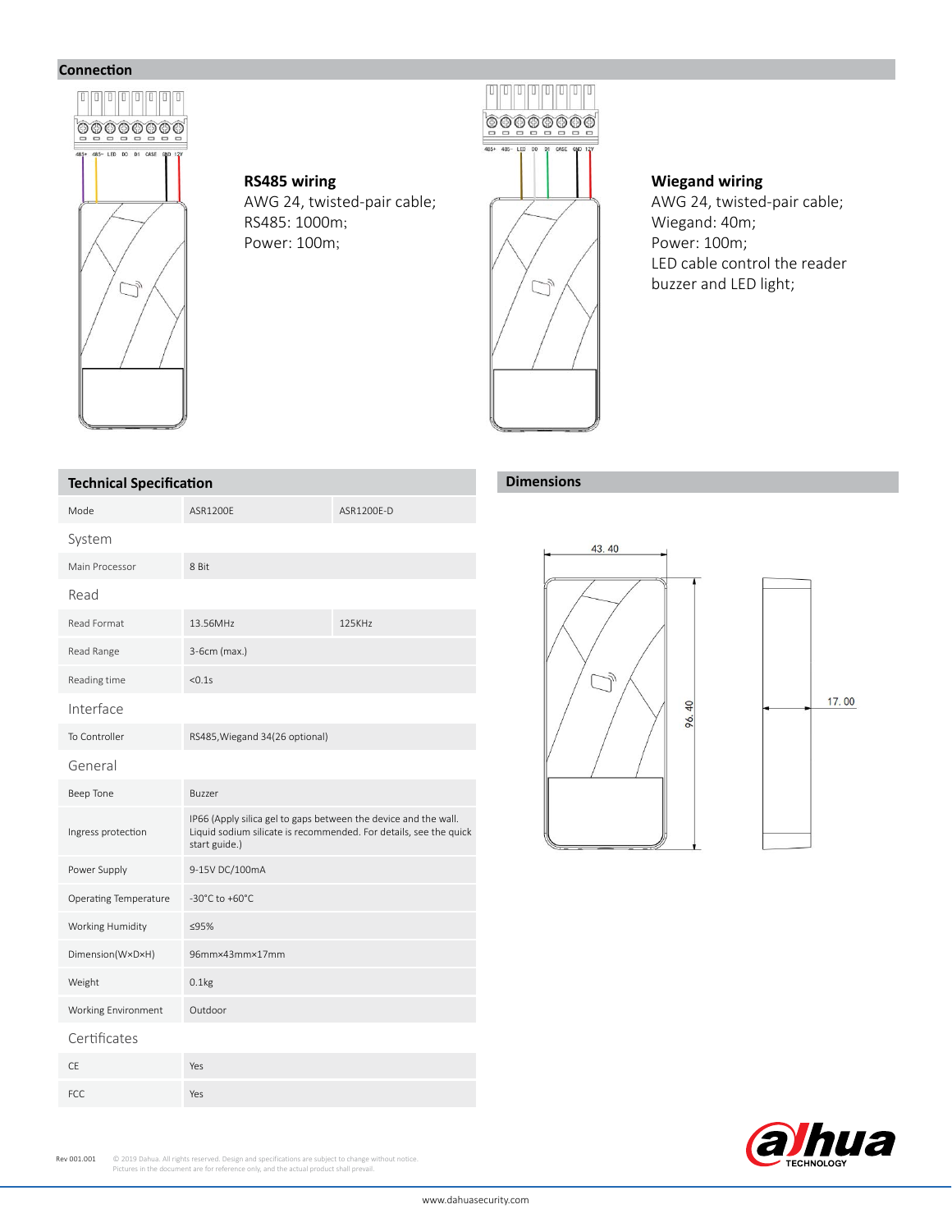## Connection

485+ 485- LED D0 D1 CASE GND 12V

**RS485 wiring**
AWG 24, twisted-pair cable;
RS485: 1000m;
Power: 100m;

485+ 485- LED D0 D1 CASE GND 12V

**Wiegand wiring**
AWG 24, twisted-pair cable;
Wiegand: 40m;
Power: 100m;
LED cable control the reader buzzer and LED light;

## Technical Specification

| | | |
|---|---|---|
| Mode | ASR1200E | ASR1200E-D |
| **System** | | |
| Main Processor | 8 Bit | |
| **Read** | | |
| Read Format | 13.56MHz | 125KHz |
| Read Range | 3-6cm (max.) | |
| Reading time | <0.1s | |
| **Interface** | | |
| To Controller | RS485,Wiegand 34(26 optional) | |
| **General** | | |
| Beep Tone | Buzzer | |
| Ingress protection | IP66 (Apply silica gel to gaps between the device and the wall. Liquid sodium silicate is recommended. For details, see the quick start guide.) | |
| Power Supply | 9-15V DC/100mA | |
| Operating Temperature | -30°C to +60°C | |
| Working Humidity | ≤95% | |
| Dimension(W×D×H) | 96mm×43mm×17mm | |
| Weight | 0.1kg | |
| Working Environment | Outdoor | |
| **Certificates** | | |
| CE | Yes | |
| FCC | Yes | |

## Dimensions

43. 40

96. 40

17. 00

Rev 001.001 © 2019 Dahua. All rights reserved. Design and specifications are subject to change without notice. Pictures in the document are for reference only, and the actual product shall prevail.

www.dahuasecurity.com